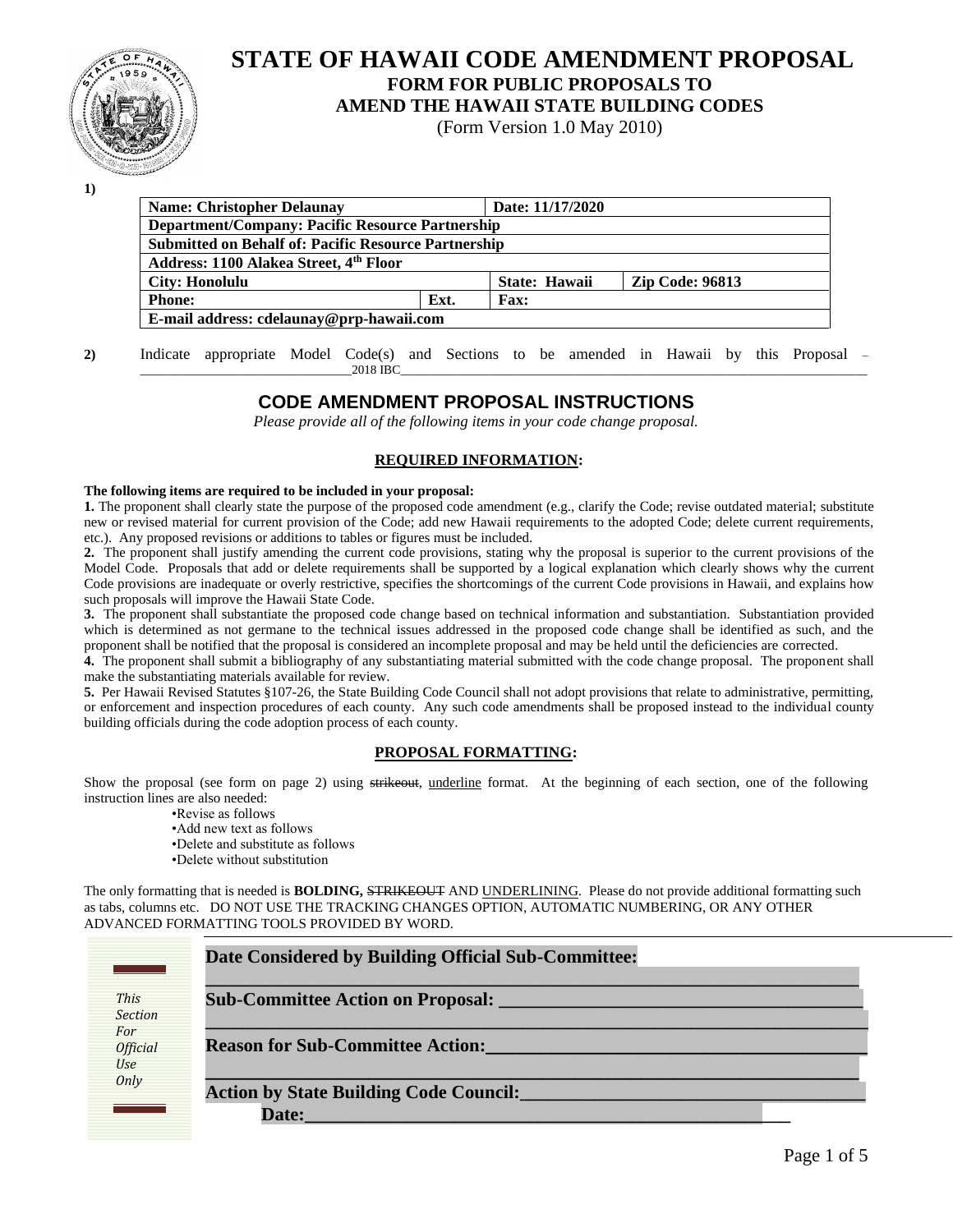# STATE OF HAWAII CODE AMENDMENT PROPOSAL

## FORM FOR PUBLIC PROPOSALS TO AMEND THE HAWAII STATE BUILDING CODES

(Form Version 1.0 May 2010)

**1)**

| **Name: Christopher Delaunay** | | **Date: 11/17/2020** | |
|---|---|---|---|
| **Department/Company: Pacific Resource Partnership** | | | |
| **Submitted on Behalf of: Pacific Resource Partnership** | | | |
| **Address: 1100 Alakea Street, 4th Floor** | | | |
| **City: Honolulu** | | **State: Hawaii** | **Zip Code: 96813** |
| **Phone:** | **Ext.** | **Fax:** | |
| **E-mail address: cdelaunay@prp-hawaii.com** | | | |

**2)** Indicate appropriate Model Code(s) and Sections to be amended in Hawaii by this Proposal – ______________________________2018 IBC______________________________

## CODE AMENDMENT PROPOSAL INSTRUCTIONS

*Please provide all of the following items in your code change proposal.*

### REQUIRED INFORMATION:

**The following items are required to be included in your proposal:**

**1.** The proponent shall clearly state the purpose of the proposed code amendment (e.g., clarify the Code; revise outdated material; substitute new or revised material for current provision of the Code; add new Hawaii requirements to the adopted Code; delete current requirements, etc.). Any proposed revisions or additions to tables or figures must be included.

**2.** The proponent shall justify amending the current code provisions, stating why the proposal is superior to the current provisions of the Model Code. Proposals that add or delete requirements shall be supported by a logical explanation which clearly shows why the current Code provisions are inadequate or overly restrictive, specifies the shortcomings of the current Code provisions in Hawaii, and explains how such proposals will improve the Hawaii State Code.

**3.** The proponent shall substantiate the proposed code change based on technical information and substantiation. Substantiation provided which is determined as not germane to the technical issues addressed in the proposed code change shall be identified as such, and the proponent shall be notified that the proposal is considered an incomplete proposal and may be held until the deficiencies are corrected.

**4.** The proponent shall submit a bibliography of any substantiating material submitted with the code change proposal. The proponent shall make the substantiating materials available for review.

**5.** Per Hawaii Revised Statutes §107-26, the State Building Code Council shall not adopt provisions that relate to administrative, permitting, or enforcement and inspection procedures of each county. Any such code amendments shall be proposed instead to the individual county building officials during the code adoption process of each county.

### PROPOSAL FORMATTING:

Show the proposal (see form on page 2) using ~~strikeout~~, underline format. At the beginning of each section, one of the following instruction lines are also needed:

- Revise as follows
- Add new text as follows
- Delete and substitute as follows
- Delete without substitution

The only formatting that is needed is **BOLDING,** ~~STRIKEOUT~~ AND UNDERLINING. Please do not provide additional formatting such as tabs, columns etc. DO NOT USE THE TRACKING CHANGES OPTION, AUTOMATIC NUMBERING, OR ANY OTHER ADVANCED FORMATTING TOOLS PROVIDED BY WORD.

*This Section For Official Use Only*

**Date Considered by Building Official Sub-Committee:** ______________________________

**Sub-Committee Action on Proposal:** ______________________________

**Reason for Sub-Committee Action:** ______________________________

**Action by State Building Code Council:** ______________________________

**Date:** ______________________________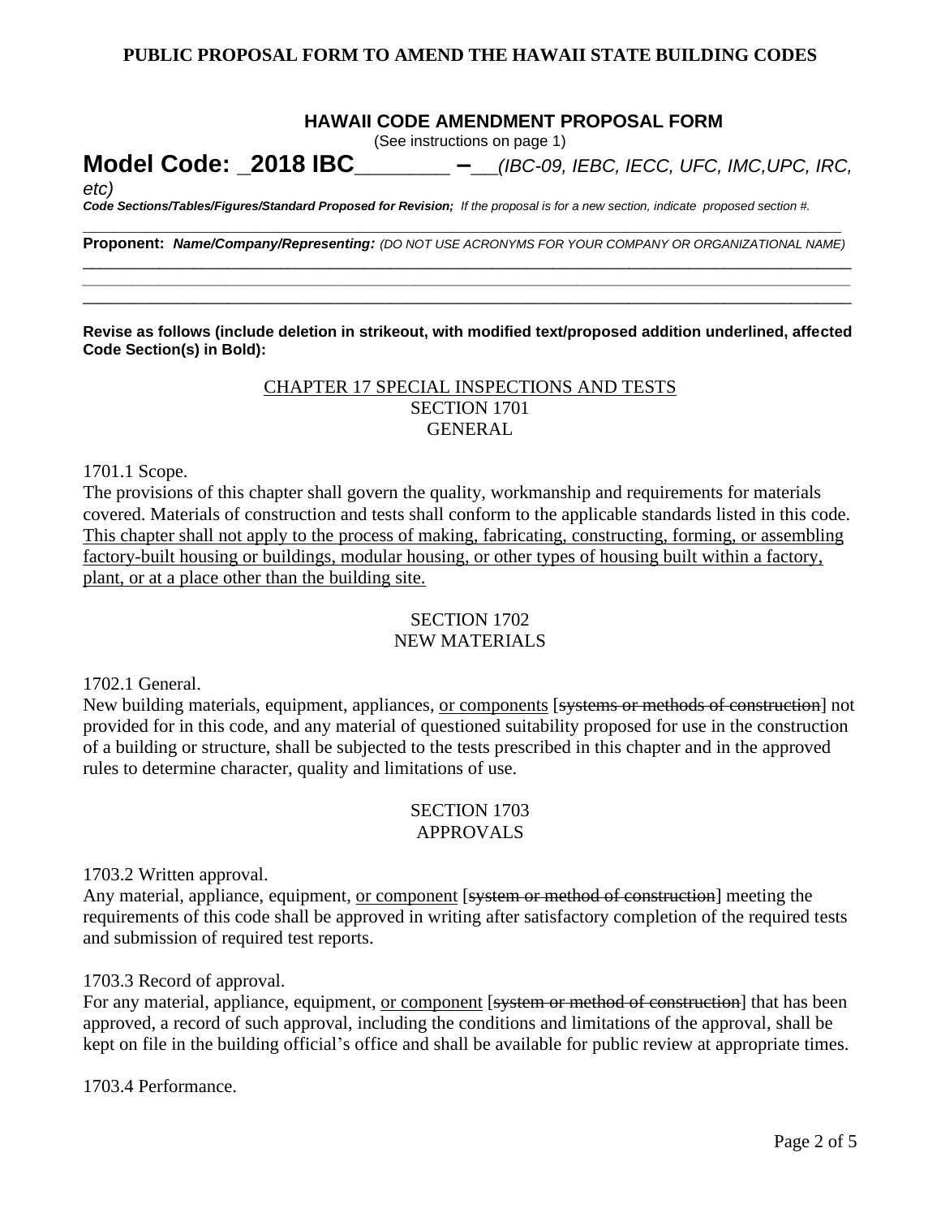PUBLIC PROPOSAL FORM TO AMEND THE HAWAII STATE BUILDING CODES

## HAWAII CODE AMENDMENT PROPOSAL FORM

(See instructions on page 1)

# Model Code: _2018 IBC________ –__*(IBC-09, IEBC, IECC, UFC, IMC,UPC, IRC, etc)*

***Code Sections/Tables/Figures/Standard Proposed for Revision;*** *If the proposal is for a new section, indicate proposed section #.*

______________________________________________________________________________________________

**Proponent:** ***Name/Company/Representing:*** *(DO NOT USE ACRONYMS FOR YOUR COMPANY OR ORGANIZATIONAL NAME)*

______________________________________________________________________________________________

______________________________________________________________________________________________

______________________________________________________________________________________________

**Revise as follows (include deletion in strikeout, with modified text/proposed addition underlined, affected Code Section(s) in Bold):**

<u>CHAPTER 17 SPECIAL INSPECTIONS AND TESTS</u>
SECTION 1701
GENERAL

1701.1 Scope.
The provisions of this chapter shall govern the quality, workmanship and requirements for materials covered. Materials of construction and tests shall conform to the applicable standards listed in this code. <u>This chapter shall not apply to the process of making, fabricating, constructing, forming, or assembling factory-built housing or buildings, modular housing, or other types of housing built within a factory, plant, or at a place other than the building site.</u>

SECTION 1702
NEW MATERIALS

1702.1 General.
New building materials, equipment, appliances, <u>or components</u> [~~systems or methods of construction~~] not provided for in this code, and any material of questioned suitability proposed for use in the construction of a building or structure, shall be subjected to the tests prescribed in this chapter and in the approved rules to determine character, quality and limitations of use.

SECTION 1703
APPROVALS

1703.2 Written approval.
Any material, appliance, equipment, <u>or component</u> [~~system or method of construction~~] meeting the requirements of this code shall be approved in writing after satisfactory completion of the required tests and submission of required test reports.

1703.3 Record of approval.
For any material, appliance, equipment, <u>or component</u> [~~system or method of construction~~] that has been approved, a record of such approval, including the conditions and limitations of the approval, shall be kept on file in the building official's office and shall be available for public review at appropriate times.

1703.4 Performance.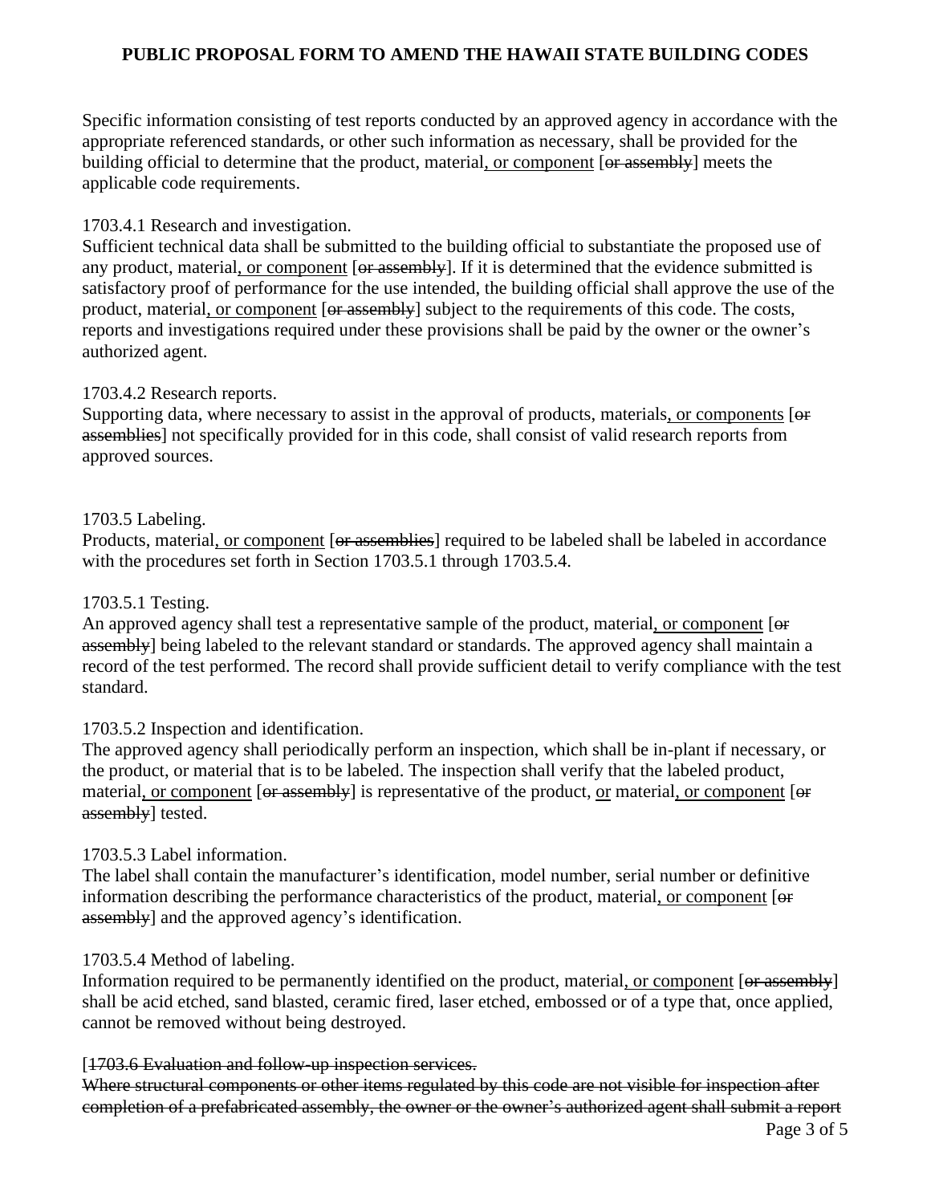Specific information consisting of test reports conducted by an approved agency in accordance with the appropriate referenced standards, or other such information as necessary, shall be provided for the building official to determine that the product, material<u>, or component</u> [~~or assembly~~] meets the applicable code requirements.

1703.4.1 Research and investigation.
Sufficient technical data shall be submitted to the building official to substantiate the proposed use of any product, material<u>, or component</u> [~~or assembly~~]. If it is determined that the evidence submitted is satisfactory proof of performance for the use intended, the building official shall approve the use of the product, material<u>, or component</u> [~~or assembly~~] subject to the requirements of this code. The costs, reports and investigations required under these provisions shall be paid by the owner or the owner's authorized agent.

1703.4.2 Research reports.
Supporting data, where necessary to assist in the approval of products, materials<u>, or components</u> [~~or assemblies~~] not specifically provided for in this code, shall consist of valid research reports from approved sources.

1703.5 Labeling.
Products, material<u>, or component</u> [~~or assemblies~~] required to be labeled shall be labeled in accordance with the procedures set forth in Section 1703.5.1 through 1703.5.4.

1703.5.1 Testing.
An approved agency shall test a representative sample of the product, material<u>, or component</u> [~~or assembly~~] being labeled to the relevant standard or standards. The approved agency shall maintain a record of the test performed. The record shall provide sufficient detail to verify compliance with the test standard.

1703.5.2 Inspection and identification.
The approved agency shall periodically perform an inspection, which shall be in-plant if necessary, or the product, or material that is to be labeled. The inspection shall verify that the labeled product, material<u>, or component</u> [~~or assembly~~] is representative of the product, <u>or</u> material<u>, or component</u> [~~or assembly~~] tested.

1703.5.3 Label information.
The label shall contain the manufacturer's identification, model number, serial number or definitive information describing the performance characteristics of the product, material<u>, or component</u> [~~or assembly~~] and the approved agency's identification.

1703.5.4 Method of labeling.
Information required to be permanently identified on the product, material<u>, or component</u> [~~or assembly~~] shall be acid etched, sand blasted, ceramic fired, laser etched, embossed or of a type that, once applied, cannot be removed without being destroyed.

[~~1703.6 Evaluation and follow-up inspection services.~~
~~Where structural components or other items regulated by this code are not visible for inspection after completion of a prefabricated assembly, the owner or the owner's authorized agent shall submit a report~~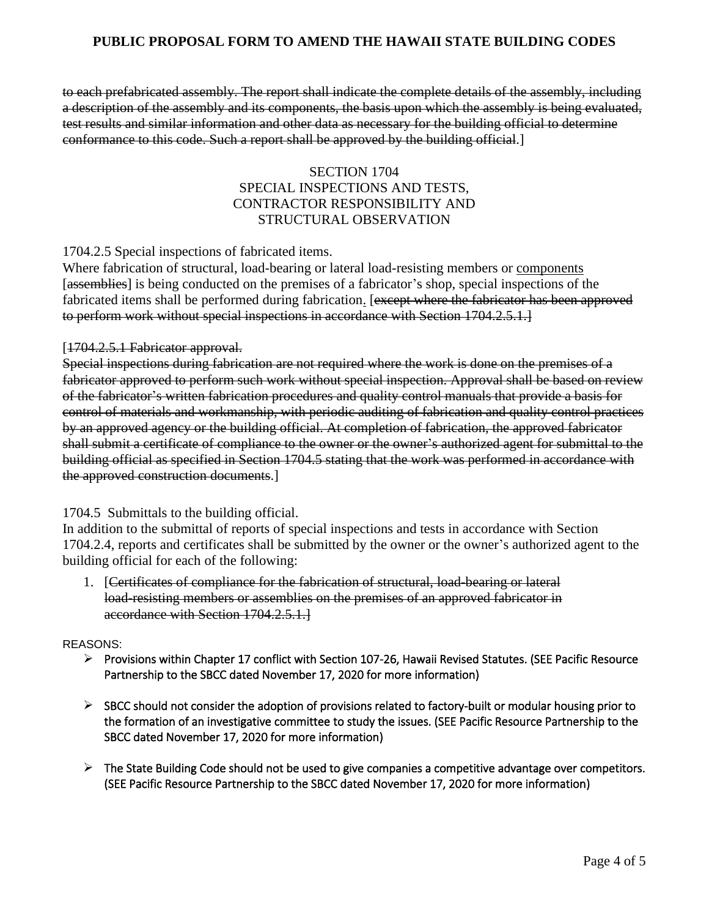~~to each prefabricated assembly. The report shall indicate the complete details of the assembly, including a description of the assembly and its components, the basis upon which the assembly is being evaluated, test results and similar information and other data as necessary for the building official to determine conformance to this code. Such a report shall be approved by the building official.~~]

SECTION 1704
SPECIAL INSPECTIONS AND TESTS,
CONTRACTOR RESPONSIBILITY AND
STRUCTURAL OBSERVATION

1704.2.5 Special inspections of fabricated items.
Where fabrication of structural, load-bearing or lateral load-resisting members or <u>components</u> [~~assemblies~~] is being conducted on the premises of a fabricator's shop, special inspections of the fabricated items shall be performed during fabrication<u>.</u> [~~except where the fabricator has been approved to perform work without special inspections in accordance with Section 1704.2.5.1.~~]

[~~1704.2.5.1 Fabricator approval.~~
~~Special inspections during fabrication are not required where the work is done on the premises of a fabricator approved to perform such work without special inspection. Approval shall be based on review of the fabricator's written fabrication procedures and quality control manuals that provide a basis for control of materials and workmanship, with periodic auditing of fabrication and quality control practices by an approved agency or the building official. At completion of fabrication, the approved fabricator shall submit a certificate of compliance to the owner or the owner's authorized agent for submittal to the building official as specified in Section 1704.5 stating that the work was performed in accordance with the approved construction documents.~~]

1704.5 Submittals to the building official.
In addition to the submittal of reports of special inspections and tests in accordance with Section 1704.2.4, reports and certificates shall be submitted by the owner or the owner's authorized agent to the building official for each of the following:

1. [~~Certificates of compliance for the fabrication of structural, load-bearing or lateral load-resisting members or assemblies on the premises of an approved fabricator in accordance with Section 1704.2.5.1.~~]

REASONS:

- Provisions within Chapter 17 conflict with Section 107-26, Hawaii Revised Statutes. (SEE Pacific Resource Partnership to the SBCC dated November 17, 2020 for more information)
- SBCC should not consider the adoption of provisions related to factory-built or modular housing prior to the formation of an investigative committee to study the issues. (SEE Pacific Resource Partnership to the SBCC dated November 17, 2020 for more information)
- The State Building Code should not be used to give companies a competitive advantage over competitors. (SEE Pacific Resource Partnership to the SBCC dated November 17, 2020 for more information)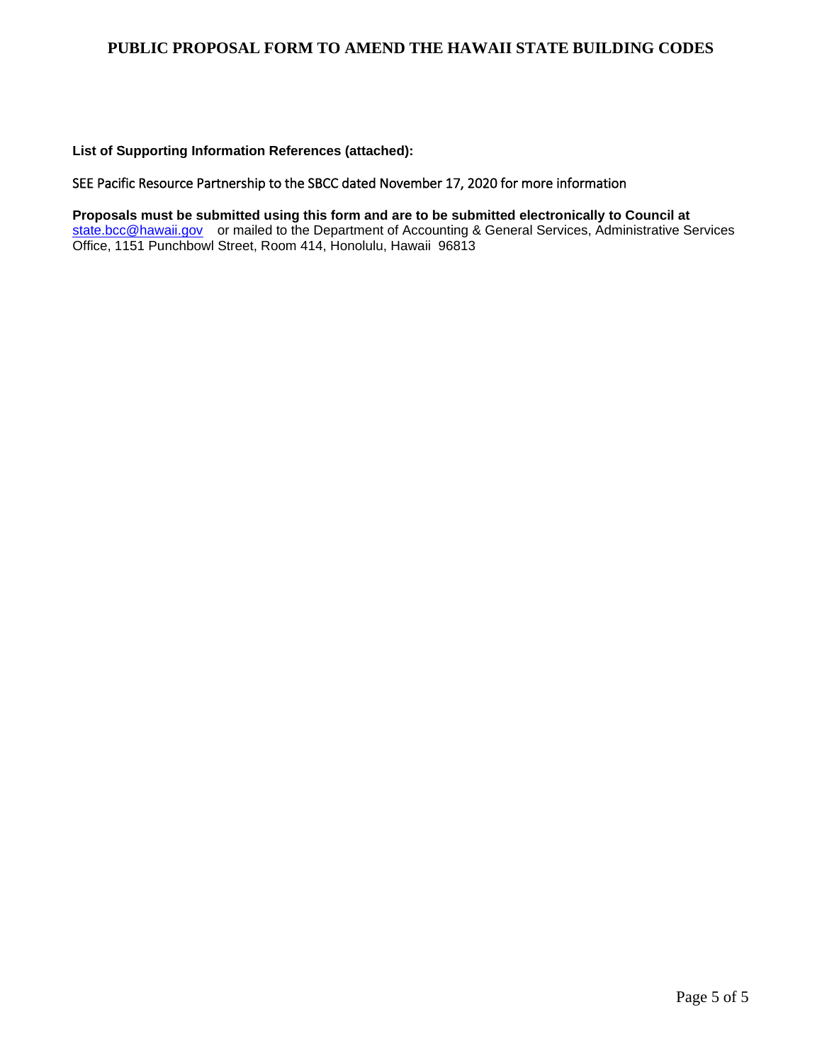**List of Supporting Information References (attached):**

SEE Pacific Resource Partnership to the SBCC dated November 17, 2020 for more information

**Proposals must be submitted using this form and are to be submitted electronically to Council at** state.bcc@hawaii.gov or mailed to the Department of Accounting & General Services, Administrative Services Office, 1151 Punchbowl Street, Room 414, Honolulu, Hawaii 96813